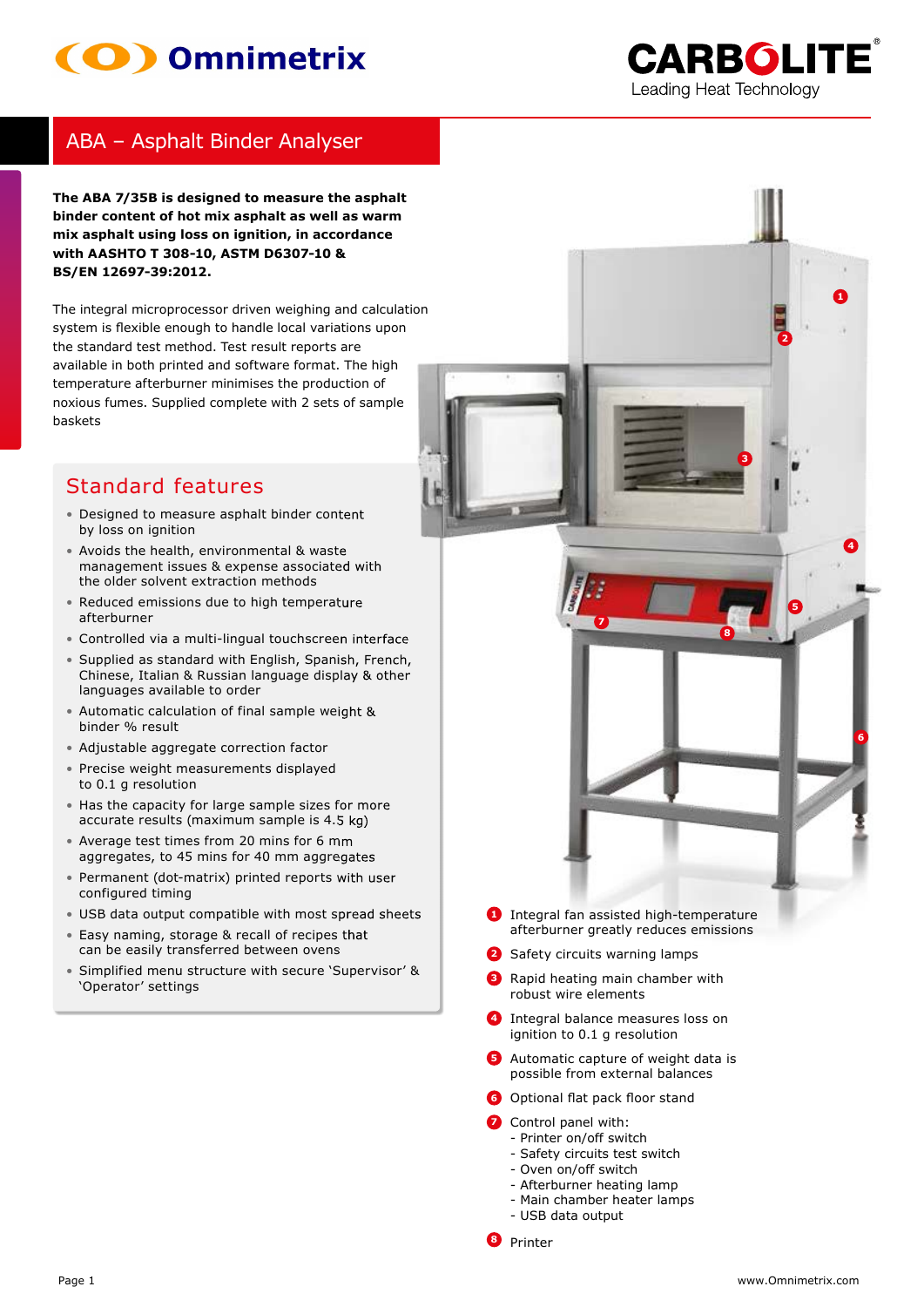# ABA – Asphalt Binder Analyser

**The ABA 7/35B is designed to measure the asphalt binder content of hot mix asphalt as well as warm mix asphalt using loss on ignition, in accordance with AASHTO T 308-10, ASTM D6307-10 & BS/EN 12697-39:2012.**

The integral microprocessor driven weighing and calculation system is flexible enough to handle local variations upon the standard test method. Test result reports are available in both printed and software format. The high temperature afterburner minimises the production of noxious fumes. Supplied complete with 2 sets of sample baskets

## Standard features

- Designed to measure asphalt binder content by loss on ignition
- Avoids the health, environmental & waste management issues & expense associated with the older solvent extraction methods
- Reduced emissions due to high temperature afterburner
- Controlled via a multi-lingual touchscreen interface
- Supplied as standard with English, Spanish, French, Chinese, Italian & Russian language display & other languages available to order
- Automatic calculation of final sample weight & binder % result
- Adjustable aggregate correction factor
- Precise weight measurements displayed to 0.1 g resolution
- Has the capacity for large sample sizes for more accurate results (maximum sample is 4.5 kg)
- Average test times from 20 mins for 6 mm aggregates, to 45 mins for 40 mm aggregates
- Permanent (dot-matrix) printed reports with user configured timing
- USB data output compatible with most spread sheets
- Easy naming, storage & recall of recipes that can be easily transferred between ovens
- Simplified menu structure with secure 'Supervisor' & 'Operator' settings

1. Integral fan assisted high-temperature afterburner greatly reduces emissions
2. Safety circuits warning lamps
3. Rapid heating main chamber with robust wire elements
4. Integral balance measures loss on ignition to 0.1 g resolution
5. Automatic capture of weight data is possible from external balances
6. Optional flat pack floor stand
7. Control panel with:
   - Printer on/off switch
   - Safety circuits test switch
   - Oven on/off switch
   - Afterburner heating lamp
   - Main chamber heater lamps
   - USB data output
8. Printer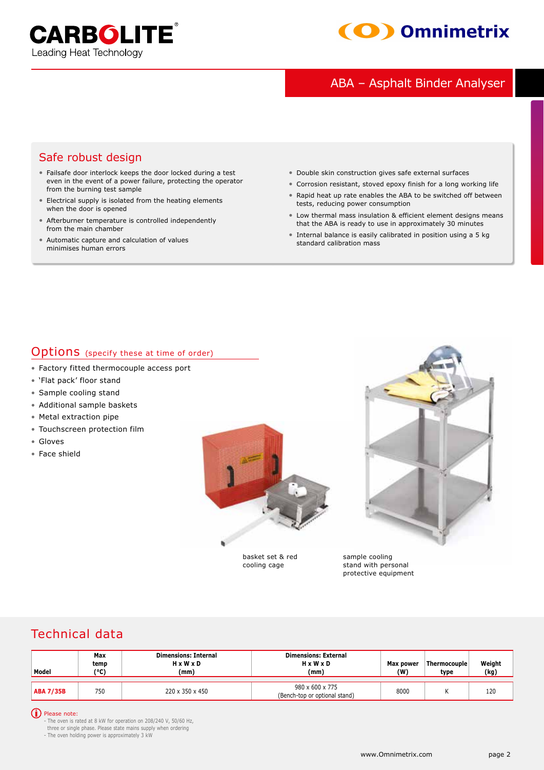# ABA – Asphalt Binder Analyser

## Safe robust design

- Failsafe door interlock keeps the door locked during a test even in the event of a power failure, protecting the operator from the burning test sample
- Electrical supply is isolated from the heating elements when the door is opened
- Afterburner temperature is controlled independently from the main chamber
- Automatic capture and calculation of values minimises human errors
- Double skin construction gives safe external surfaces
- Corrosion resistant, stoved epoxy finish for a long working life
- Rapid heat up rate enables the ABA to be switched off between tests, reducing power consumption
- Low thermal mass insulation & efficient element designs means that the ABA is ready to use in approximately 30 minutes
- Internal balance is easily calibrated in position using a 5 kg standard calibration mass

## Options (specify these at time of order)

- Factory fitted thermocouple access port
- 'Flat pack' floor stand
- Sample cooling stand
- Additional sample baskets
- Metal extraction pipe
- Touchscreen protection film
- Gloves
- Face shield

basket set & red cooling cage

sample cooling stand with personal protective equipment

## Technical data

| Model | Max temp (°C) | Dimensions: Internal H x W x D (mm) | Dimensions: External H x W x D (mm) | Max power (W) | Thermocouple type | Weight (kg) |
|---|---|---|---|---|---|---|
| **ABA 7/35B** | 750 | 220 x 350 x 450 | 980 x 600 x 775 (Bench-top or optional stand) | 8000 | K | 120 |

Please note:
- The oven is rated at 8 kW for operation on 208/240 V, 50/60 Hz, three or single phase. Please state mains supply when ordering
- The oven holding power is approximately 3 kW

www.Omnimetrix.com